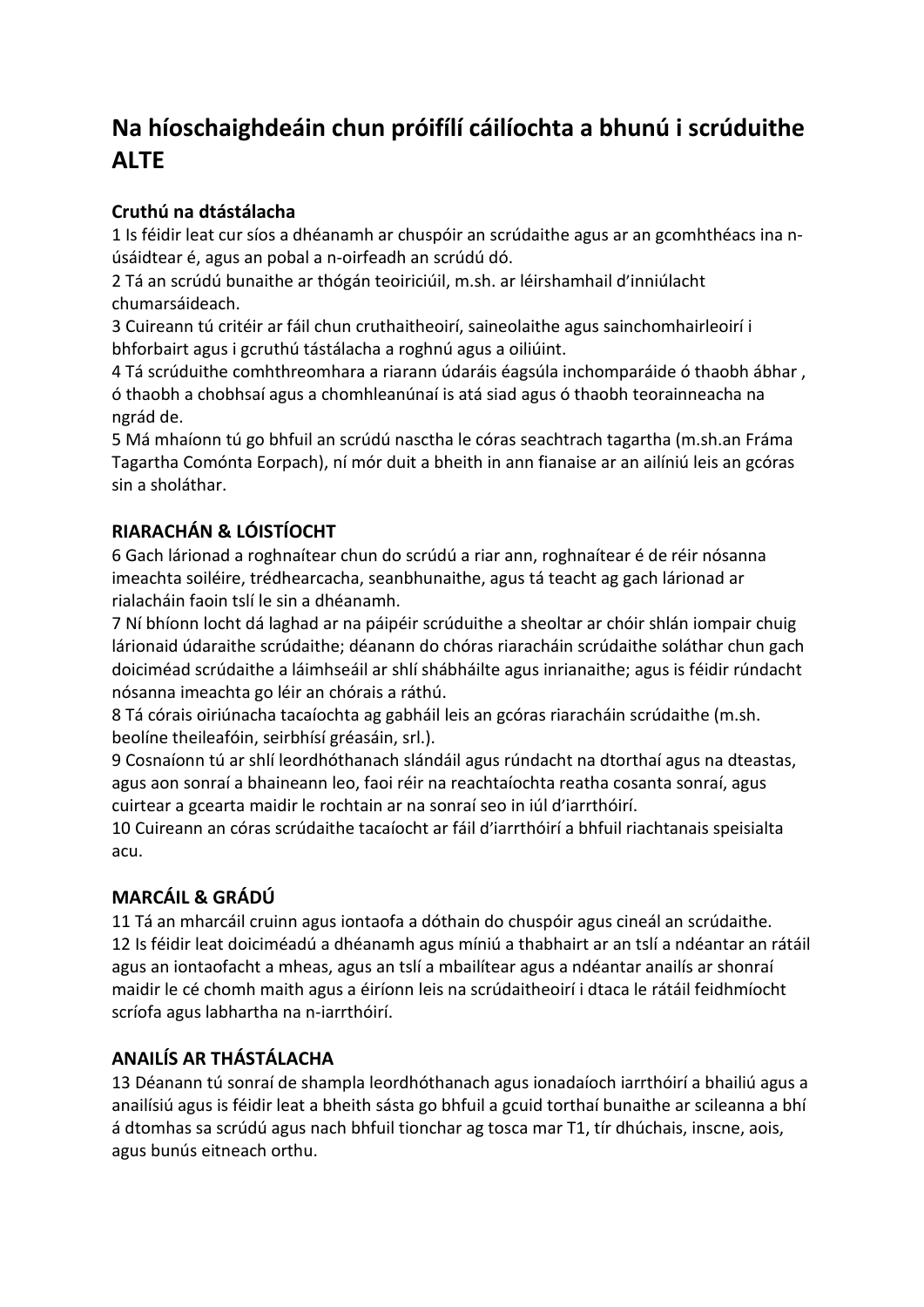# Na híoschaighdeáin chun próifílí cáilíochta a bhunú i scrúduithe ALTE

## Cruthú na dtástálacha

1 Is féidir leat cur síos a dhéanamh ar chuspóir an scrúdaithe agus ar an gcomhthéacs ina n-úsáidtear é, agus an pobal a n-oirfeadh an scrúdú dó.
2 Tá an scrúdú bunaithe ar thógán teoiriciúil, m.sh. ar léirshamhail d'inniúlacht chumarsáideach.
3 Cuireann tú critéir ar fáil chun cruthaitheoirí, saineolaithe agus sainchomhairleoirí i bhforbairt agus i gcruthú tástálacha a roghnú agus a oiliúint.
4 Tá scrúduithe comhthreomhara a riarann údaráis éagsúla inchomparáide ó thaobh ábhar , ó thaobh a chobhsaí agus a chomhleanúnaí is atá siad agus ó thaobh teorainneacha na ngrád de.
5 Má mhaíonn tú go bhfuil an scrúdú nasctha le córas seachtrach tagartha (m.sh.an Fráma Tagartha Comónta Eorpach), ní mór duit a bheith in ann fianaise ar an ailíniú leis an gcóras sin a sholáthar.

## RIARACHÁN & LÓISTÍOCHT

6 Gach lárionad a roghnaítear chun do scrúdú a riar ann, roghnaítear é de réir nósanna imeachta soiléire, trédhearcacha, seanbhunaithe, agus tá teacht ag gach lárionad ar rialacháin faoin tslí le sin a dhéanamh.
7 Ní bhíonn locht dá laghad ar na páipéir scrúduithe a sheoltar ar chóir shlán iompair chuig lárionaid údaraithe scrúdaithe; déanann do chóras riaracháin scrúdaithe soláthar chun gach doiciméad scrúdaithe a láimhseáil ar shlí shábháilte agus inrianaithe; agus is féidir rúndacht nósanna imeachta go léir an chórais a ráthú.
8 Tá córais oiriúnacha tacaíochta ag gabháil leis an gcóras riaracháin scrúdaithe (m.sh. beolíne theileafóin, seirbhísí gréasáin, srl.).
9 Cosnaíonn tú ar shlí leordhóthanach slándáil agus rúndacht na dtorthaí agus na dteastas, agus aon sonraí a bhaineann leo, faoi réir na reachtaíochta reatha cosanta sonraí, agus cuirtear a gcearta maidir le rochtain ar na sonraí seo in iúl d'iarrthóirí.
10 Cuireann an córas scrúdaithe tacaíocht ar fáil d'iarrthóirí a bhfuil riachtanais speisialta acu.

## MARCÁIL & GRÁDÚ

11 Tá an mharcáil cruinn agus iontaofa a dóthain do chuspóir agus cineál an scrúdaithe.
12 Is féidir leat doiciméadú a dhéanamh agus míniú a thabhairt ar an tslí a ndéantar an rátáil agus an iontaofacht a mheas, agus an tslí a mbailítear agus a ndéantar anailís ar shonraí maidir le cé chomh maith agus a éiríonn leis na scrúdaitheoirí i dtaca le rátáil feidhmíocht scríofa agus labhartha na n-iarrthóirí.

## ANAILÍS AR THÁSTÁLACHA

13 Déanann tú sonraí de shampla leordhóthanach agus ionadaíoch iarrthóirí a bhailiú agus a anailísiú agus is féidir leat a bheith sásta go bhfuil a gcuid torthaí bunaithe ar scileanna a bhí á dtomhas sa scrúdú agus nach bhfuil tionchar ag tosca mar T1, tír dhúchais, inscne, aois, agus bunús eitneach orthu.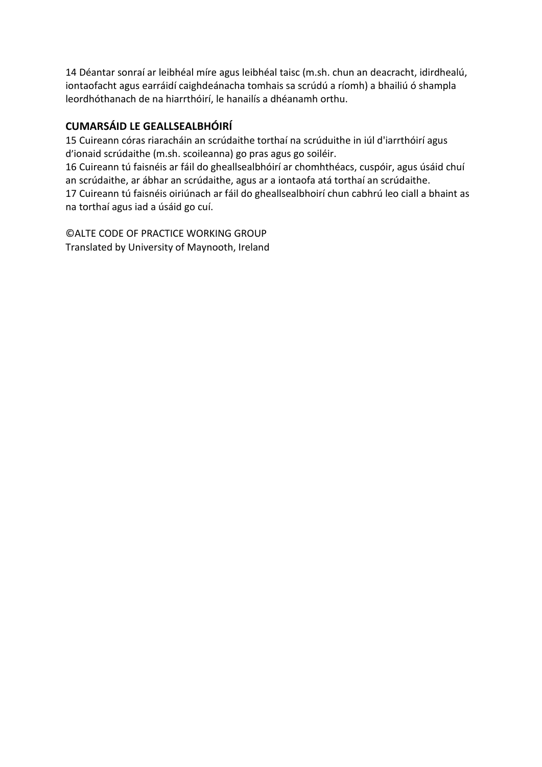14 Déantar sonraí ar leibhéal míre agus leibhéal taisc (m.sh. chun an deacracht, idirdhealú, iontaofacht agus earráidí caighdeánacha tomhais sa scrúdú a ríomh) a bhailiú ó shampla leordhóthanach de na hiarrthóirí, le hanailís a dhéanamh orthu.

**CUMARSÁID LE GEALLSEALBHÓIRÍ**

15 Cuireann córas riaracháin an scrúdaithe torthaí na scrúduithe in iúl d'iarrthóirí agus d'ionaid scrúdaithe (m.sh. scoileanna) go pras agus go soiléir.

16 Cuireann tú faisnéis ar fáil do gheallsealbhóirí ar chomhthéacs, cuspóir, agus úsáid chuí an scrúdaithe, ar ábhar an scrúdaithe, agus ar a iontaofa atá torthaí an scrúdaithe.

17 Cuireann tú faisnéis oiriúnach ar fáil do gheallsealbhoirí chun cabhrú leo ciall a bhaint as na torthaí agus iad a úsáid go cuí.

©ALTE CODE OF PRACTICE WORKING GROUP
Translated by University of Maynooth, Ireland